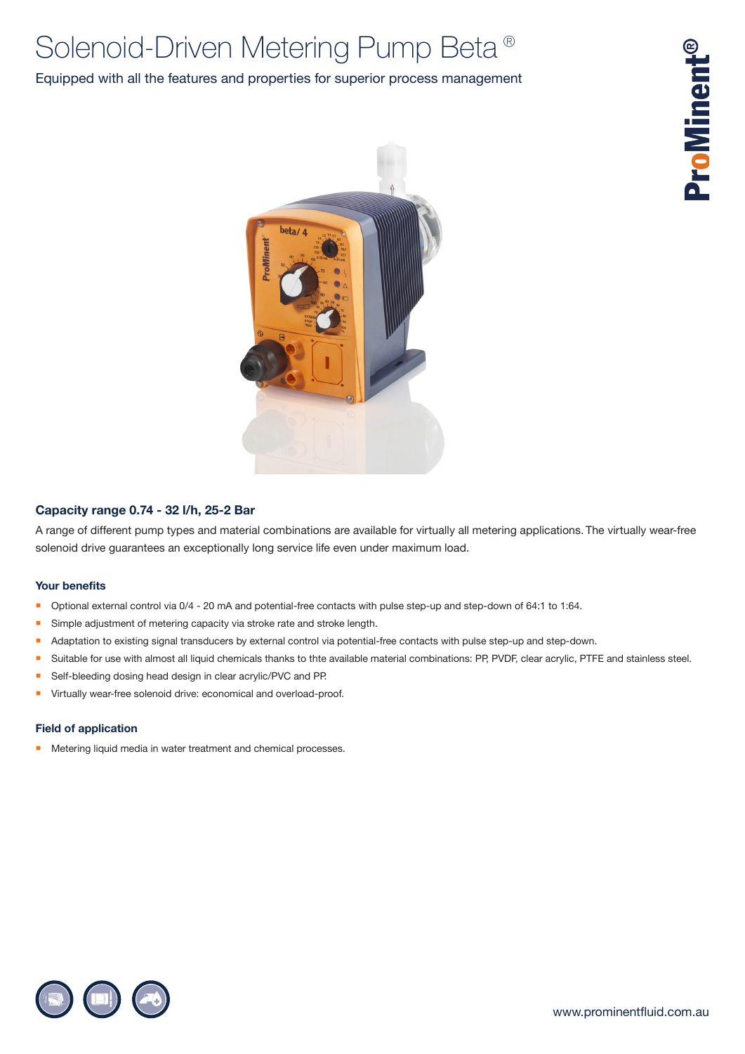# Solenoid-Driven Metering Pump Beta ®

Equipped with all the features and properties for superior process management

### Capacity range 0.74 - 32 l/h, 25-2 Bar

A range of different pump types and material combinations are available for virtually all metering applications. The virtually wear-free solenoid drive guarantees an exceptionally long service life even under maximum load.

### Your benefits

- Optional external control via 0/4 - 20 mA and potential-free contacts with pulse step-up and step-down of 64:1 to 1:64.
- Simple adjustment of metering capacity via stroke rate and stroke length.
- Adaptation to existing signal transducers by external control via potential-free contacts with pulse step-up and step-down.
- Suitable for use with almost all liquid chemicals thanks to thte available material combinations: PP, PVDF, clear acrylic, PTFE and stainless steel.
- Self-bleeding dosing head design in clear acrylic/PVC and PP.
- Virtually wear-free solenoid drive: economical and overload-proof.

### Field of application

- Metering liquid media in water treatment and chemical processes.

www.prominentfluid.com.au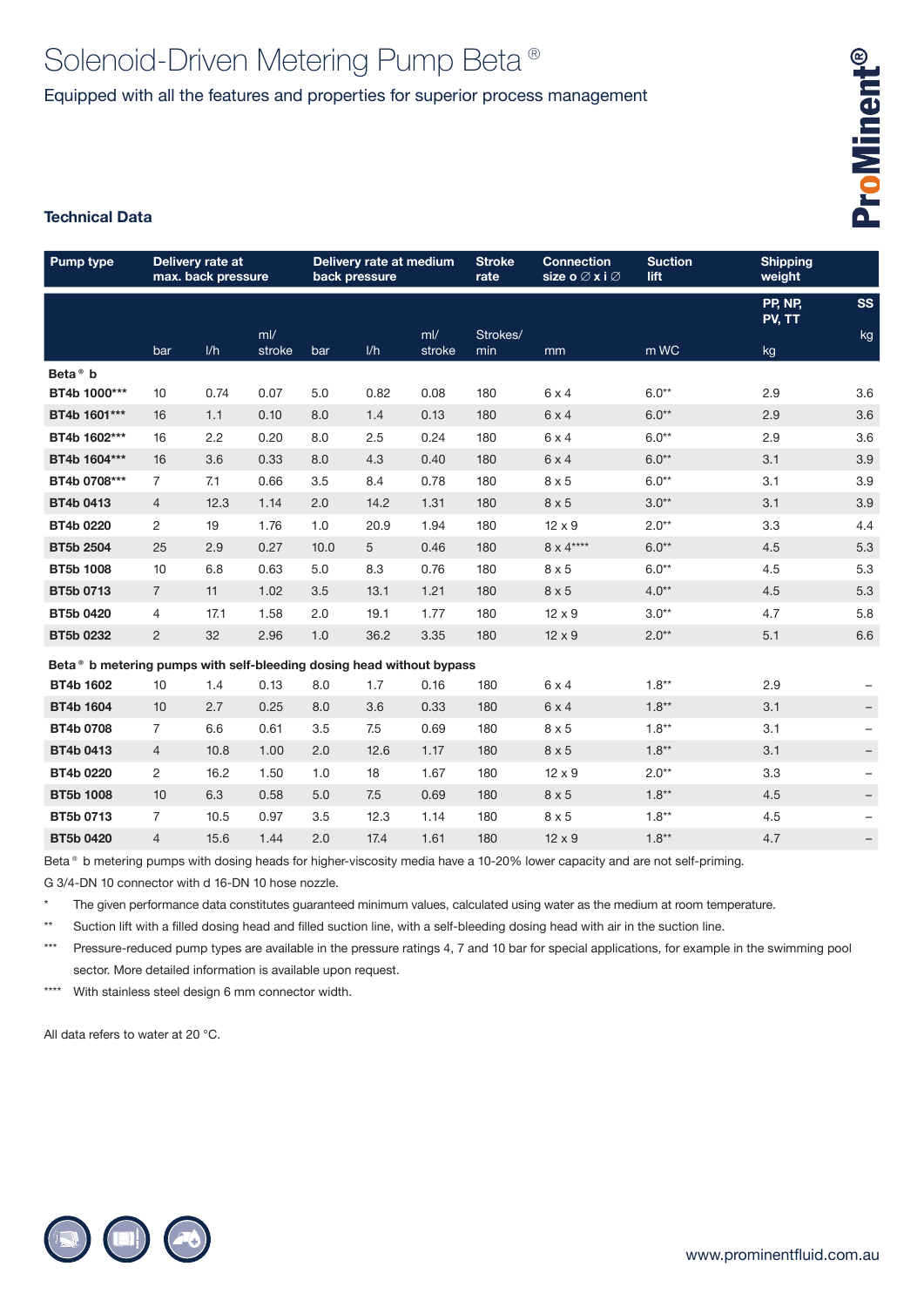# Solenoid-Driven Metering Pump Beta ®

Equipped with all the features and properties for superior process management

ProMinent®

## Technical Data

| Pump type | Delivery rate at max. back pressure | | | Delivery rate at medium back pressure | | | Stroke rate | Connection size o ∅ x i ∅ | Suction lift | Shipping weight | |
|---|---|---|---|---|---|---|---|---|---|---|---|
| | | | | | | | | | | PP, NP, PV, TT | SS |
| | bar | l/h | ml/ stroke | bar | l/h | ml/ stroke | Strokes/ min | mm | m WC | kg | kg |
| **Beta ® b** | | | | | | | | | | | |
| **BT4b 1000*** ** | 10 | 0.74 | 0.07 | 5.0 | 0.82 | 0.08 | 180 | 6 x 4 | 6.0** | 2.9 | 3.6 |
| **BT4b 1601*** ** | 16 | 1.1 | 0.10 | 8.0 | 1.4 | 0.13 | 180 | 6 x 4 | 6.0** | 2.9 | 3.6 |
| **BT4b 1602*** ** | 16 | 2.2 | 0.20 | 8.0 | 2.5 | 0.24 | 180 | 6 x 4 | 6.0** | 2.9 | 3.6 |
| **BT4b 1604*** ** | 16 | 3.6 | 0.33 | 8.0 | 4.3 | 0.40 | 180 | 6 x 4 | 6.0** | 3.1 | 3.9 |
| **BT4b 0708*** ** | 7 | 7.1 | 0.66 | 3.5 | 8.4 | 0.78 | 180 | 8 x 5 | 6.0** | 3.1 | 3.9 |
| **BT4b 0413** | 4 | 12.3 | 1.14 | 2.0 | 14.2 | 1.31 | 180 | 8 x 5 | 3.0** | 3.1 | 3.9 |
| **BT4b 0220** | 2 | 19 | 1.76 | 1.0 | 20.9 | 1.94 | 180 | 12 x 9 | 2.0** | 3.3 | 4.4 |
| **BT5b 2504** | 25 | 2.9 | 0.27 | 10.0 | 5 | 0.46 | 180 | 8 x 4**** | 6.0** | 4.5 | 5.3 |
| **BT5b 1008** | 10 | 6.8 | 0.63 | 5.0 | 8.3 | 0.76 | 180 | 8 x 5 | 6.0** | 4.5 | 5.3 |
| **BT5b 0713** | 7 | 11 | 1.02 | 3.5 | 13.1 | 1.21 | 180 | 8 x 5 | 4.0** | 4.5 | 5.3 |
| **BT5b 0420** | 4 | 17.1 | 1.58 | 2.0 | 19.1 | 1.77 | 180 | 12 x 9 | 3.0** | 4.7 | 5.8 |
| **BT5b 0232** | 2 | 32 | 2.96 | 1.0 | 36.2 | 3.35 | 180 | 12 x 9 | 2.0** | 5.1 | 6.6 |
| **Beta ® b metering pumps with self-bleeding dosing head without bypass** | | | | | | | | | | | |
| **BT4b 1602** | 10 | 1.4 | 0.13 | 8.0 | 1.7 | 0.16 | 180 | 6 x 4 | 1.8** | 2.9 | – |
| **BT4b 1604** | 10 | 2.7 | 0.25 | 8.0 | 3.6 | 0.33 | 180 | 6 x 4 | 1.8** | 3.1 | – |
| **BT4b 0708** | 7 | 6.6 | 0.61 | 3.5 | 7.5 | 0.69 | 180 | 8 x 5 | 1.8** | 3.1 | – |
| **BT4b 0413** | 4 | 10.8 | 1.00 | 2.0 | 12.6 | 1.17 | 180 | 8 x 5 | 1.8** | 3.1 | – |
| **BT4b 0220** | 2 | 16.2 | 1.50 | 1.0 | 18 | 1.67 | 180 | 12 x 9 | 2.0** | 3.3 | – |
| **BT5b 1008** | 10 | 6.3 | 0.58 | 5.0 | 7.5 | 0.69 | 180 | 8 x 5 | 1.8** | 4.5 | – |
| **BT5b 0713** | 7 | 10.5 | 0.97 | 3.5 | 12.3 | 1.14 | 180 | 8 x 5 | 1.8** | 4.5 | – |
| **BT5b 0420** | 4 | 15.6 | 1.44 | 2.0 | 17.4 | 1.61 | 180 | 12 x 9 | 1.8** | 4.7 | – |

Beta ® b metering pumps with dosing heads for higher-viscosity media have a 10-20% lower capacity and are not self-priming.

G 3/4-DN 10 connector with d 16-DN 10 hose nozzle.

* The given performance data constitutes guaranteed minimum values, calculated using water as the medium at room temperature.

** Suction lift with a filled dosing head and filled suction line, with a self-bleeding dosing head with air in the suction line.

*** Pressure-reduced pump types are available in the pressure ratings 4, 7 and 10 bar for special applications, for example in the swimming pool sector. More detailed information is available upon request.

**** With stainless steel design 6 mm connector width.

All data refers to water at 20 °C.

www.prominentfluid.com.au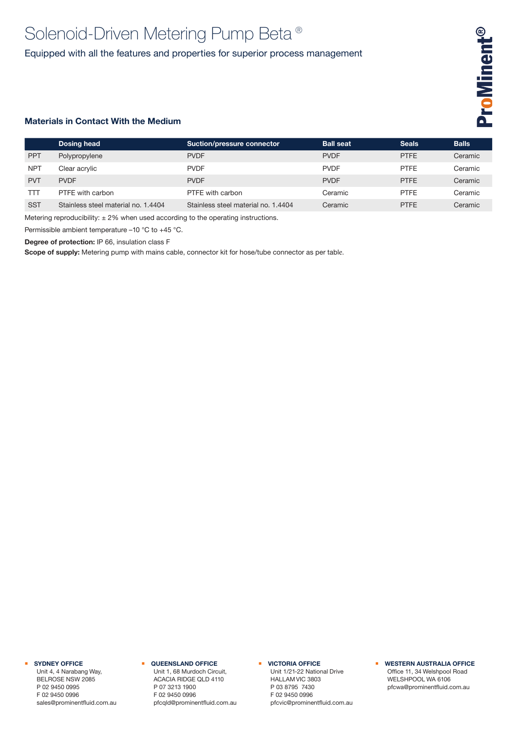# Solenoid-Driven Metering Pump Beta ®

Equipped with all the features and properties for superior process management

### Materials in Contact With the Medium

| | Dosing head | Suction/pressure connector | Ball seat | Seals | Balls |
|---|---|---|---|---|---|
| PPT | Polypropylene | PVDF | PVDF | PTFE | Ceramic |
| NPT | Clear acrylic | PVDF | PVDF | PTFE | Ceramic |
| PVT | PVDF | PVDF | PVDF | PTFE | Ceramic |
| TTT | PTFE with carbon | PTFE with carbon | Ceramic | PTFE | Ceramic |
| SST | Stainless steel material no. 1.4404 | Stainless steel material no. 1.4404 | Ceramic | PTFE | Ceramic |

Metering reproducibility: ± 2% when used according to the operating instructions.

Permissible ambient temperature –10 °C to +45 °C.

**Degree of protection:** IP 66, insulation class F

**Scope of supply:** Metering pump with mains cable, connector kit for hose/tube connector as per table.

**SYDNEY OFFICE**
Unit 4, 4 Narabang Way,
BELROSE NSW 2085
P 02 9450 0995
F 02 9450 0996
sales@prominentfluid.com.au

**QUEENSLAND OFFICE**
Unit 1, 68 Murdoch Circuit,
ACACIA RIDGE QLD 4110
P 07 3213 1900
F 02 9450 0996
pfcqld@prominentfluid.com.au

**VICTORIA OFFICE**
Unit 1/21-22 National Drive
HALLAM VIC 3803
P 03 8795 7430
F 02 9450 0996
pfcvic@prominentfluid.com.au

**WESTERN AUSTRALIA OFFICE**
Office 11, 34 Welshpool Road
WELSHPOOL WA 6106
pfcwa@prominentfluid.com.au